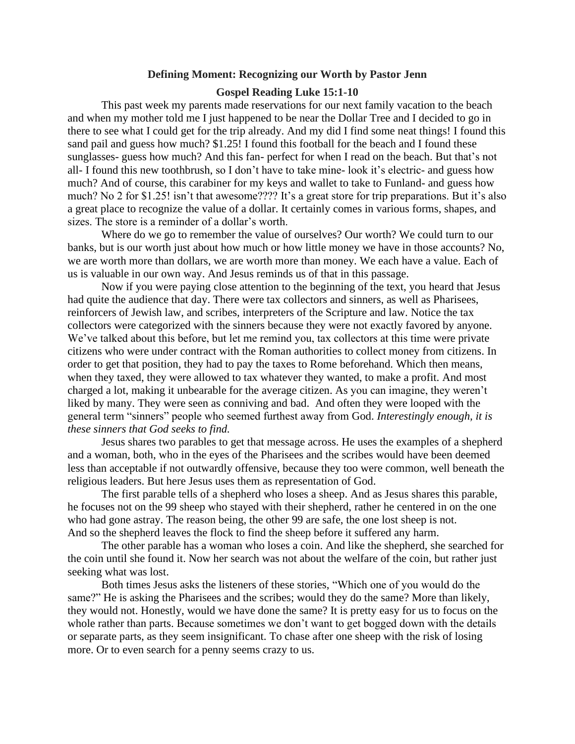**Defining Moment: Recognizing our Worth by Pastor Jenn**

**Gospel Reading Luke 15:1-10**

This past week my parents made reservations for our next family vacation to the beach and when my mother told me I just happened to be near the Dollar Tree and I decided to go in there to see what I could get for the trip already. And my did I find some neat things! I found this sand pail and guess how much? $1.25! I found this football for the beach and I found these sunglasses- guess how much? And this fan- perfect for when I read on the beach. But that's not all- I found this new toothbrush, so I don't have to take mine- look it's electric- and guess how much? And of course, this carabiner for my keys and wallet to take to Funland- and guess how much? No 2 for $1.25! isn't that awesome???? It's a great store for trip preparations. But it's also a great place to recognize the value of a dollar. It certainly comes in various forms, shapes, and sizes. The store is a reminder of a dollar's worth.

Where do we go to remember the value of ourselves? Our worth? We could turn to our banks, but is our worth just about how much or how little money we have in those accounts? No, we are worth more than dollars, we are worth more than money. We each have a value. Each of us is valuable in our own way. And Jesus reminds us of that in this passage.

Now if you were paying close attention to the beginning of the text, you heard that Jesus had quite the audience that day. There were tax collectors and sinners, as well as Pharisees, reinforcers of Jewish law, and scribes, interpreters of the Scripture and law. Notice the tax collectors were categorized with the sinners because they were not exactly favored by anyone. We've talked about this before, but let me remind you, tax collectors at this time were private citizens who were under contract with the Roman authorities to collect money from citizens. In order to get that position, they had to pay the taxes to Rome beforehand. Which then means, when they taxed, they were allowed to tax whatever they wanted, to make a profit. And most charged a lot, making it unbearable for the average citizen. As you can imagine, they weren't liked by many. They were seen as conniving and bad. And often they were looped with the general term "sinners" people who seemed furthest away from God. *Interestingly enough, it is these sinners that God seeks to find.*

Jesus shares two parables to get that message across. He uses the examples of a shepherd and a woman, both, who in the eyes of the Pharisees and the scribes would have been deemed less than acceptable if not outwardly offensive, because they too were common, well beneath the religious leaders. But here Jesus uses them as representation of God.

The first parable tells of a shepherd who loses a sheep. And as Jesus shares this parable, he focuses not on the 99 sheep who stayed with their shepherd, rather he centered in on the one who had gone astray. The reason being, the other 99 are safe, the one lost sheep is not. And so the shepherd leaves the flock to find the sheep before it suffered any harm.

The other parable has a woman who loses a coin. And like the shepherd, she searched for the coin until she found it. Now her search was not about the welfare of the coin, but rather just seeking what was lost.

Both times Jesus asks the listeners of these stories, "Which one of you would do the same?" He is asking the Pharisees and the scribes; would they do the same? More than likely, they would not. Honestly, would we have done the same? It is pretty easy for us to focus on the whole rather than parts. Because sometimes we don't want to get bogged down with the details or separate parts, as they seem insignificant. To chase after one sheep with the risk of losing more. Or to even search for a penny seems crazy to us.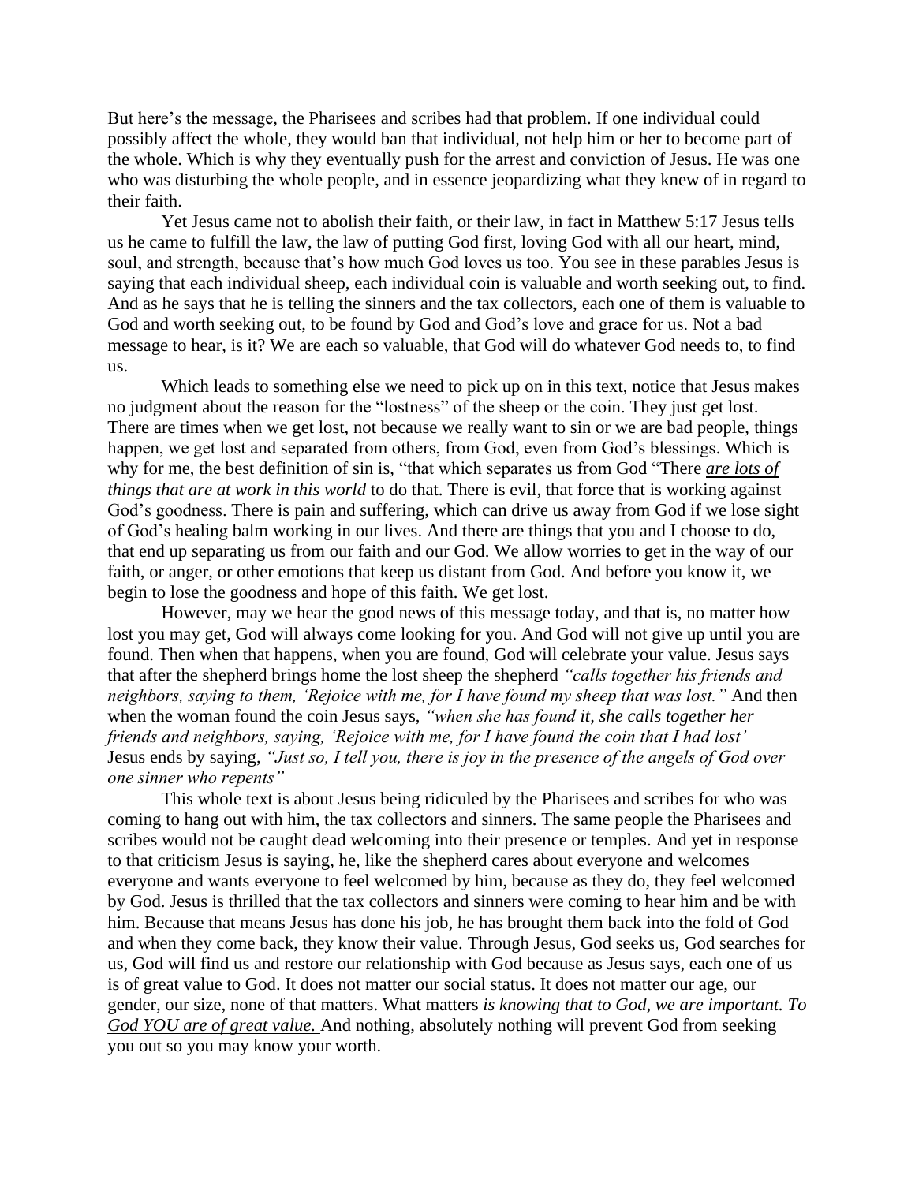But here's the message, the Pharisees and scribes had that problem. If one individual could possibly affect the whole, they would ban that individual, not help him or her to become part of the whole. Which is why they eventually push for the arrest and conviction of Jesus. He was one who was disturbing the whole people, and in essence jeopardizing what they knew of in regard to their faith.

Yet Jesus came not to abolish their faith, or their law, in fact in Matthew 5:17 Jesus tells us he came to fulfill the law, the law of putting God first, loving God with all our heart, mind, soul, and strength, because that's how much God loves us too. You see in these parables Jesus is saying that each individual sheep, each individual coin is valuable and worth seeking out, to find. And as he says that he is telling the sinners and the tax collectors, each one of them is valuable to God and worth seeking out, to be found by God and God's love and grace for us. Not a bad message to hear, is it? We are each so valuable, that God will do whatever God needs to, to find us.

Which leads to something else we need to pick up on in this text, notice that Jesus makes no judgment about the reason for the "lostness" of the sheep or the coin. They just get lost. There are times when we get lost, not because we really want to sin or we are bad people, things happen, we get lost and separated from others, from God, even from God's blessings. Which is why for me, the best definition of sin is, "that which separates us from God "There ***<u>are lots of things that are at work in this world</u>*** to do that. There is evil, that force that is working against God's goodness. There is pain and suffering, which can drive us away from God if we lose sight of God's healing balm working in our lives. And there are things that you and I choose to do, that end up separating us from our faith and our God. We allow worries to get in the way of our faith, or anger, or other emotions that keep us distant from God. And before you know it, we begin to lose the goodness and hope of this faith. We get lost.

However, may we hear the good news of this message today, and that is, no matter how lost you may get, God will always come looking for you. And God will not give up until you are found. Then when that happens, when you are found, God will celebrate your value. Jesus says that after the shepherd brings home the lost sheep the shepherd *"calls together his friends and neighbors, saying to them, 'Rejoice with me, for I have found my sheep that was lost."* And then when the woman found the coin Jesus says, *"when she has found it, she calls together her friends and neighbors, saying, 'Rejoice with me, for I have found the coin that I had lost'* Jesus ends by saying, *"Just so, I tell you, there is joy in the presence of the angels of God over one sinner who repents"*

This whole text is about Jesus being ridiculed by the Pharisees and scribes for who was coming to hang out with him, the tax collectors and sinners. The same people the Pharisees and scribes would not be caught dead welcoming into their presence or temples. And yet in response to that criticism Jesus is saying, he, like the shepherd cares about everyone and welcomes everyone and wants everyone to feel welcomed by him, because as they do, they feel welcomed by God. Jesus is thrilled that the tax collectors and sinners were coming to hear him and be with him. Because that means Jesus has done his job, he has brought them back into the fold of God and when they come back, they know their value. Through Jesus, God seeks us, God searches for us, God will find us and restore our relationship with God because as Jesus says, each one of us is of great value to God. It does not matter our social status. It does not matter our age, our gender, our size, none of that matters. What matters ***<u>is knowing that to God, we are important. To God YOU are of great value.</u>*** And nothing, absolutely nothing will prevent God from seeking you out so you may know your worth.